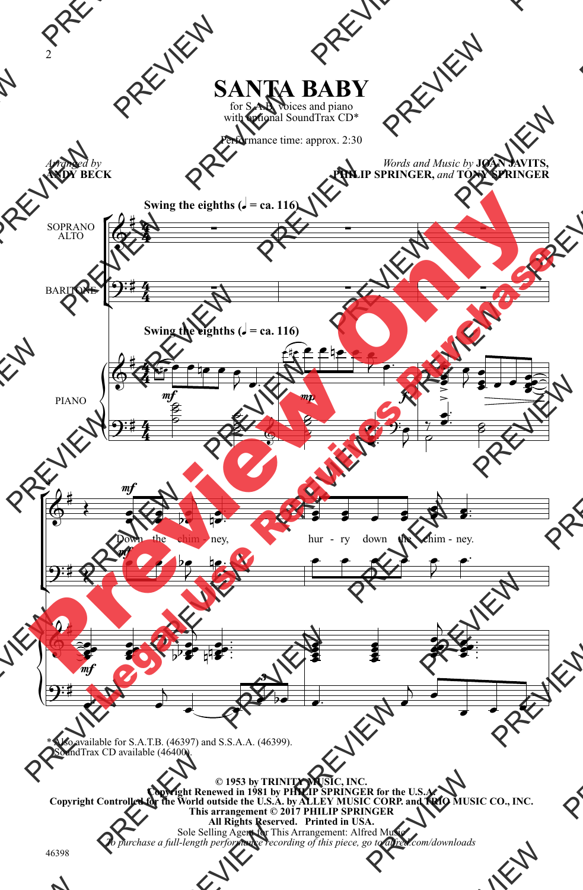# SANTA BABY

for S.A.B. voices and piano
with optional SoundTrax CD*

Performance time: approx. 2:30

*Arranged by* **ANDY BECK**

*Words and Music by* **JOAN JAVITS, PHILIP SPRINGER,** *and* **TONY SPRINGER**

**Swing the eighths (♩ = ca. 116)**

SOPRANO ALTO

BARITONE

PIANO

Down the chim - ney, hur - ry down the chim - ney.

\* Also available for S.A.T.B. (46397) and S.S.A.A. (46399).
SoundTrax CD available (46400).

**© 1953 by TRINITY MUSIC, INC.**
**Copyright Renewed in 1981 by PHILIP SPRINGER for the U.S.A.**
**Copyright Controlled for the World outside the U.S.A. by ALLEY MUSIC CORP. and TRIO MUSIC CO., INC.**
**This arrangement © 2017 PHILIP SPRINGER**
**All Rights Reserved. Printed in USA.**
Sole Selling Agent for This Arrangement: Alfred Music
*To purchase a full-length performance recording of this piece, go to alfred.com/downloads*

46398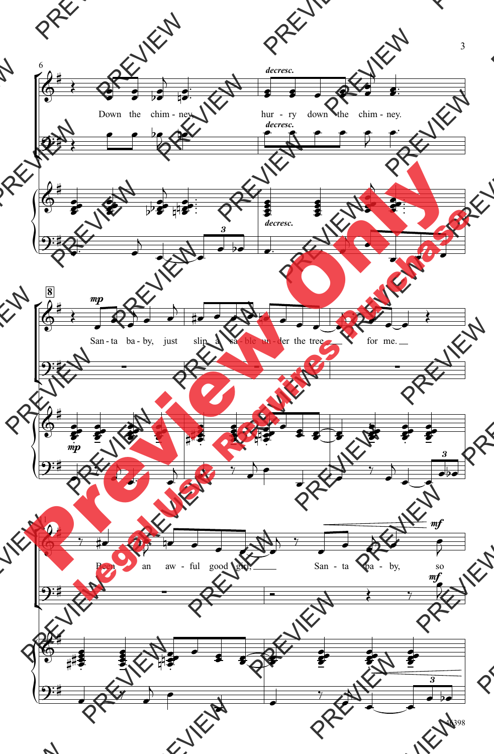Down the chim - ney, hur - ry down the chim - ney.

San - ta ba - by, just slip a sa - ble un - der the tree for me.

Been an aw - ful good girl, San - ta ba - by, so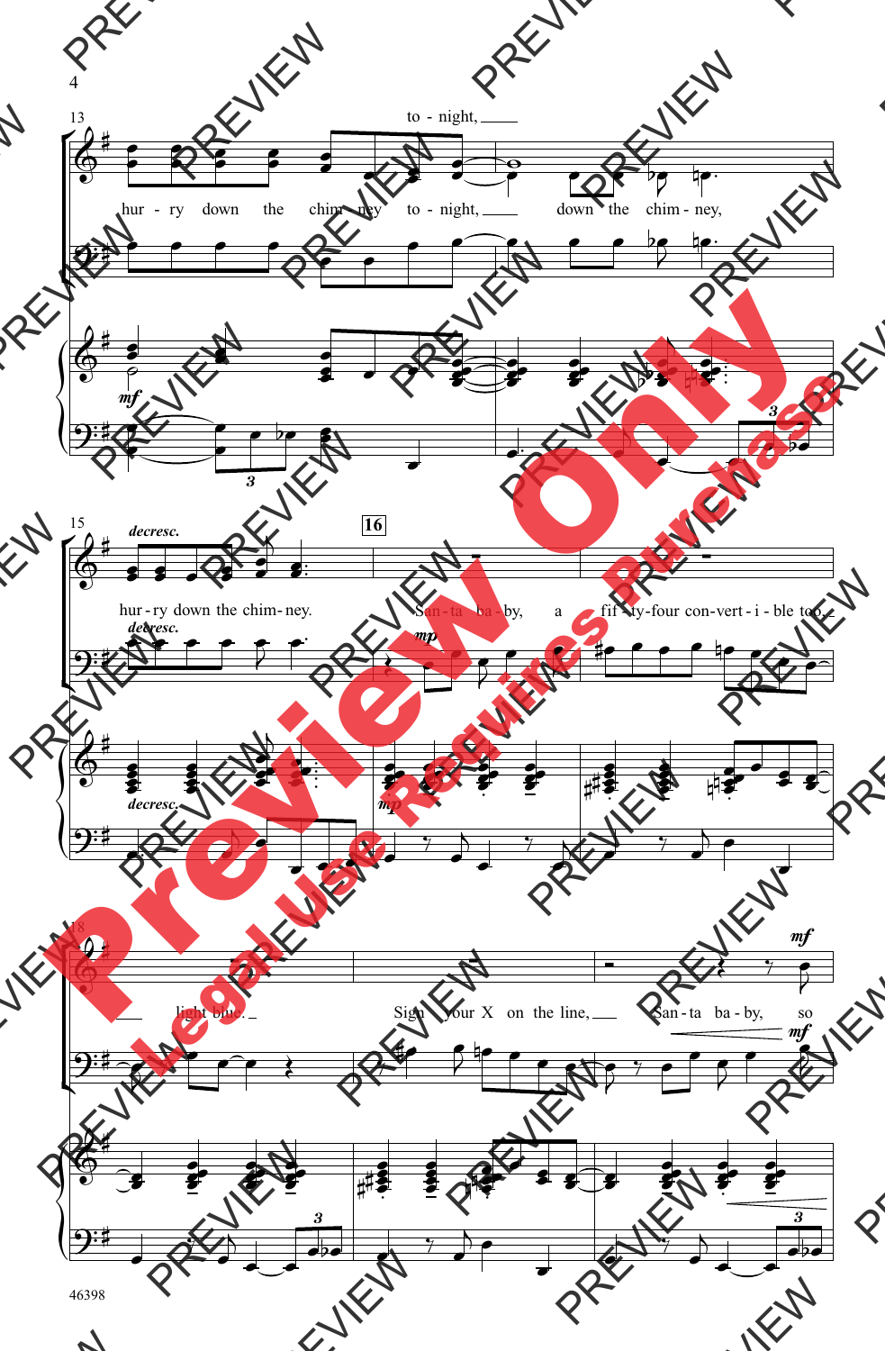to - night,

hur - ry down the chim - ney to - night, down the chim - ney,

*mf*

*decresc.*

hur - ry down the chim - ney.

**16**

*mp*

San - ta ba - by, a fif - ty-four con-vert - i - ble too,

light blue.

Sign your X on the line, San - ta ba - by, so

*mf*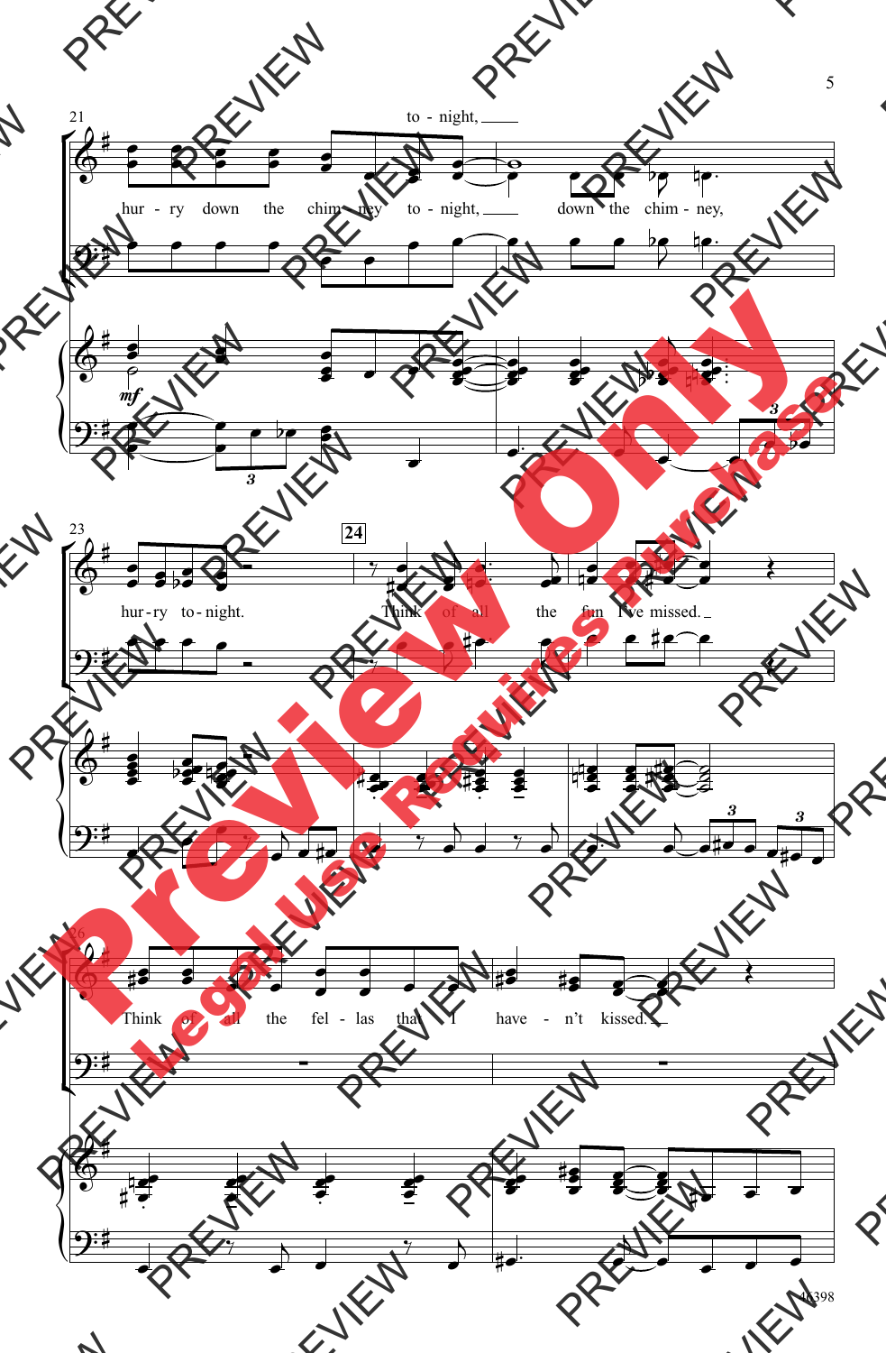21

to - night,

hur - ry down the chim - ney to - night, down the chim - ney,

*mf*

23

**24**

hur - ry to - night. Think of all the fun I've missed.

26

Think of all the fel - las that I have - n't kissed.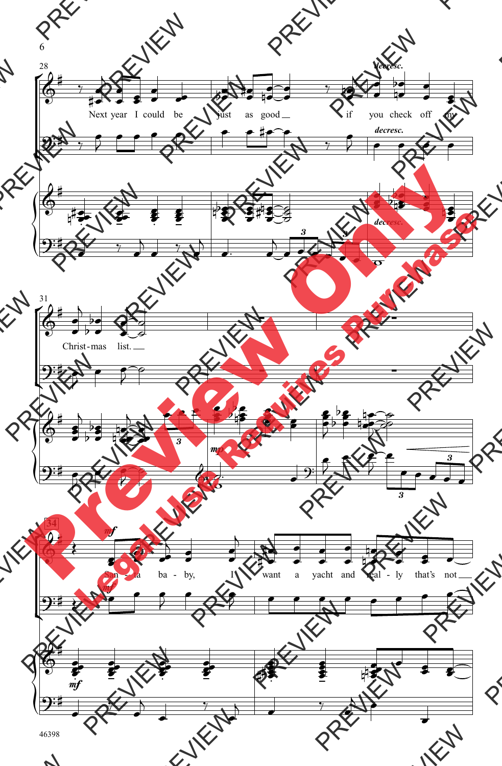Next year I could be just as good if you check off my Christmas list.

*decresc.*

*mp*

*mf*

San - ta ba - by, I want a yacht and real - ly that's not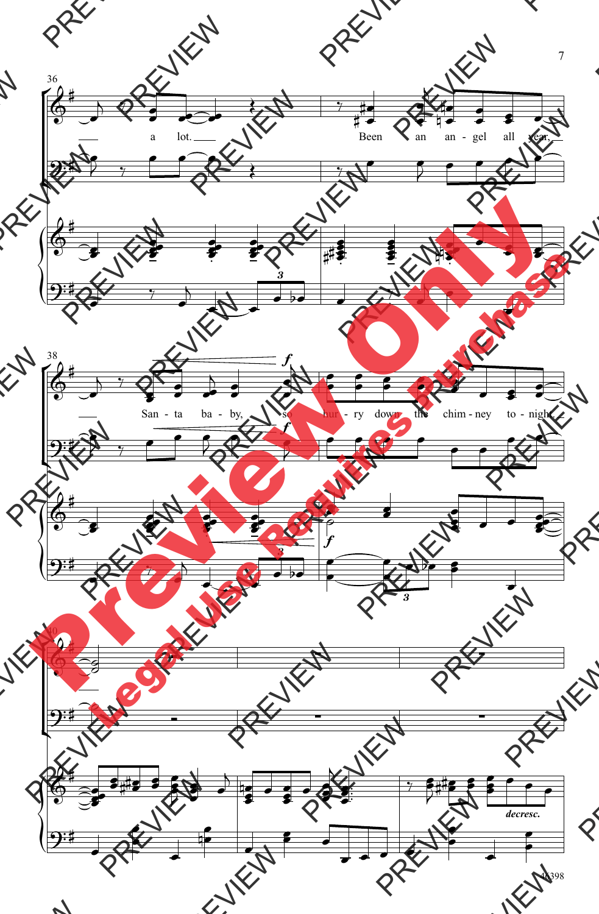a lot. Been an an - gel all year,

San - ta ba - by, so hur - ry down the chim - ney to - night.

*f*

*decresc.*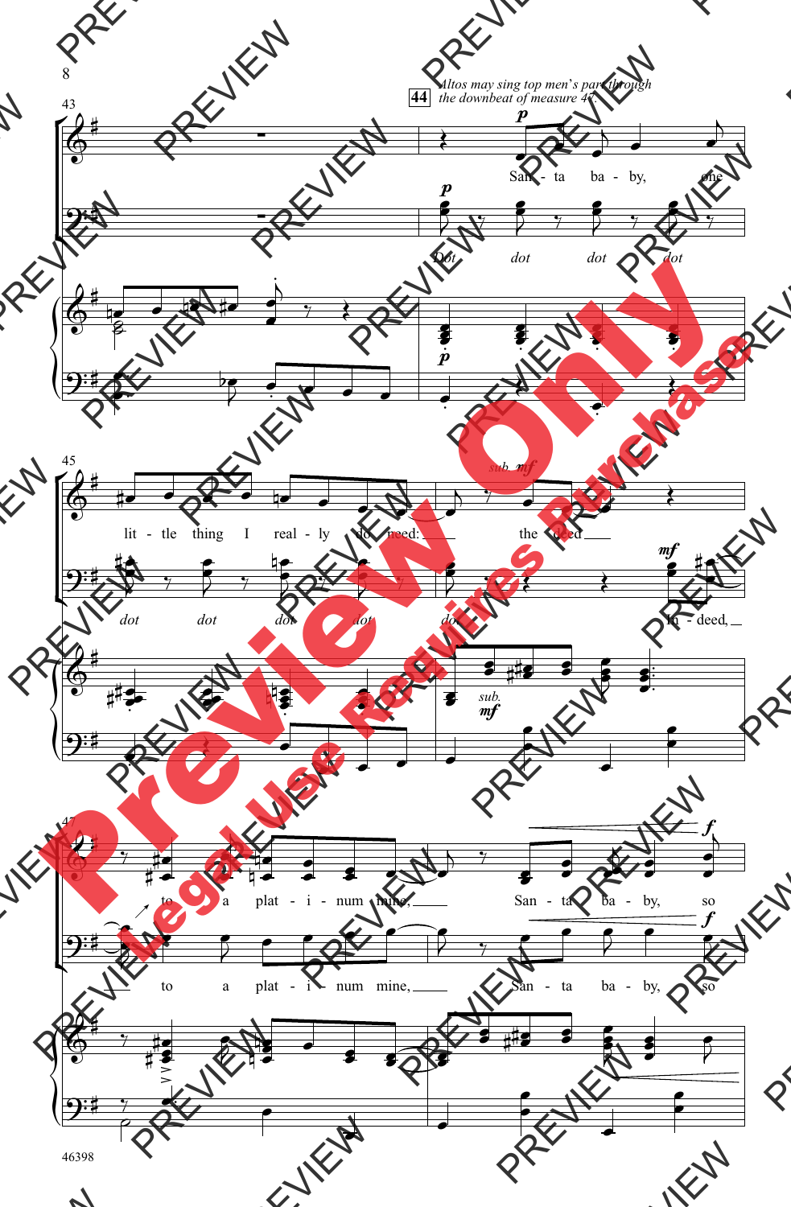*Altos may sing top men's part through the downbeat of measure 47.*

**44**

San - ta ba - by, one lit - tle thing I real - ly do need: the deed to a plat - i - num mine, San - ta ba - by, so

Dot dot dot dot dot dot dot dot dot In - deed, to a plat - i - num mine, San - ta ba - by, so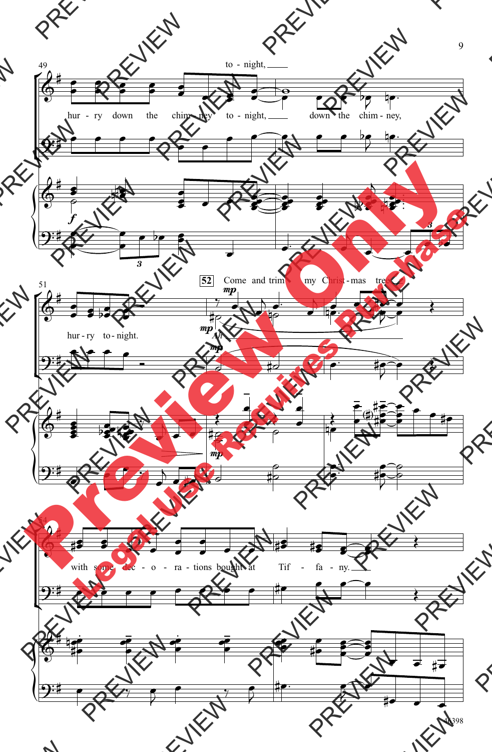49

to - night,

hur - ry down the chim - ney to - night, down the chim - ney,

*f*

51

52

Come and trim my Christ - mas tree

*mp*

hur - ry to - night.

*mp*

Ah

*mp*

*mp*

54

with some dec - o - ra - tions bought at Tif - fa - ny.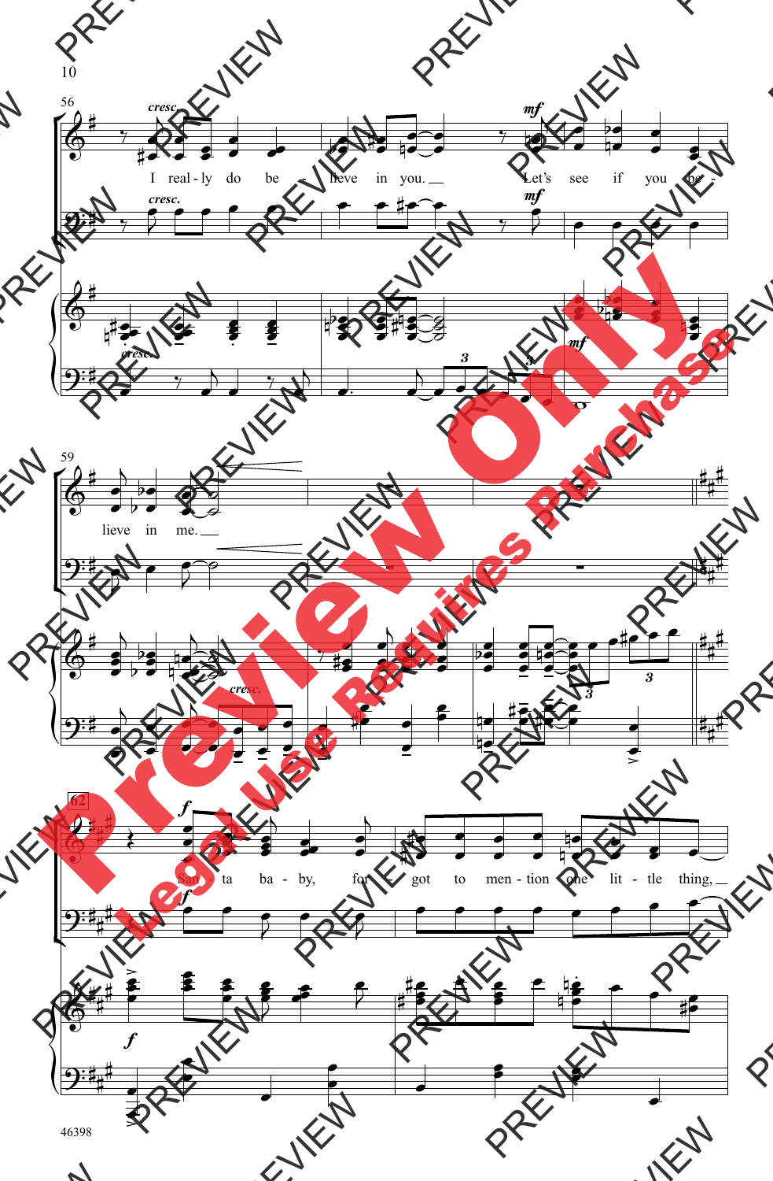I real - ly do be - lieve in you. Let's see if you be - lieve in me.

San - ta ba - by, for - got to men - tion one lit - tle thing,